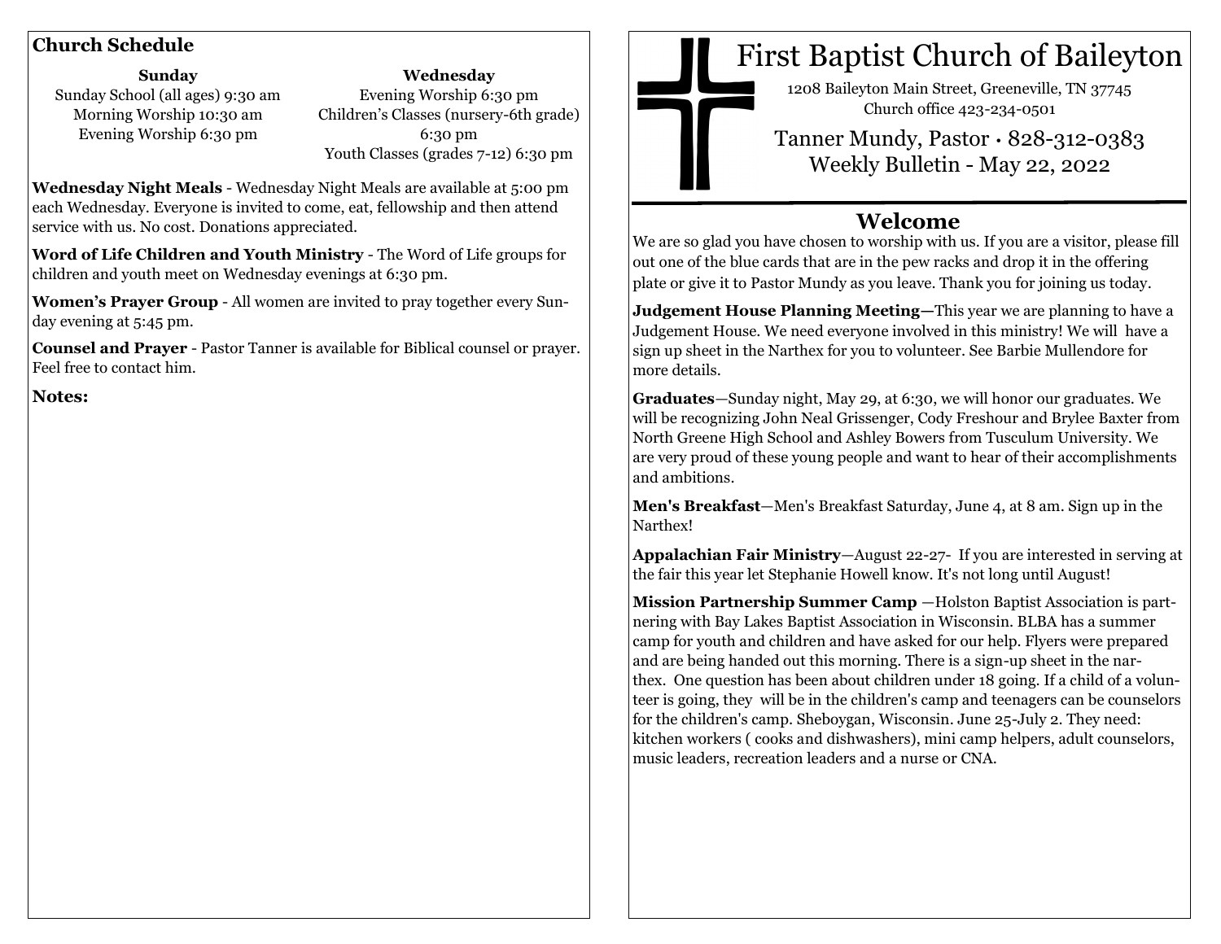## Church Schedule

| Sunday | Wednesday |
| --- | --- |
| Sunday School (all ages) 9:30 am | Evening Worship 6:30 pm |
| Morning Worship 10:30 am | Children's Classes (nursery-6th grade) 6:30 pm |
| Evening Worship 6:30 pm | Youth Classes (grades 7-12) 6:30 pm |

**Wednesday Night Meals** - Wednesday Night Meals are available at 5:00 pm each Wednesday. Everyone is invited to come, eat, fellowship and then attend service with us. No cost. Donations appreciated.

**Word of Life Children and Youth Ministry** - The Word of Life groups for children and youth meet on Wednesday evenings at 6:30 pm.

**Women's Prayer Group** - All women are invited to pray together every Sunday evening at 5:45 pm.

**Counsel and Prayer** - Pastor Tanner is available for Biblical counsel or prayer. Feel free to contact him.

**Notes:**

# First Baptist Church of Baileyton

1208 Baileyton Main Street, Greeneville, TN 37745
Church office 423-234-0501

Tanner Mundy, Pastor · 828-312-0383
Weekly Bulletin - May 22, 2022

## Welcome

We are so glad you have chosen to worship with us. If you are a visitor, please fill out one of the blue cards that are in the pew racks and drop it in the offering plate or give it to Pastor Mundy as you leave. Thank you for joining us today.

**Judgement House Planning Meeting—**This year we are planning to have a Judgement House. We need everyone involved in this ministry! We will have a sign up sheet in the Narthex for you to volunteer. See Barbie Mullendore for more details.

**Graduates**—Sunday night, May 29, at 6:30, we will honor our graduates. We will be recognizing John Neal Grissenger, Cody Freshour and Brylee Baxter from North Greene High School and Ashley Bowers from Tusculum University. We are very proud of these young people and want to hear of their accomplishments and ambitions.

**Men's Breakfast**—Men's Breakfast Saturday, June 4, at 8 am. Sign up in the Narthex!

**Appalachian Fair Ministry**—August 22-27- If you are interested in serving at the fair this year let Stephanie Howell know. It's not long until August!

**Mission Partnership Summer Camp** —Holston Baptist Association is partnering with Bay Lakes Baptist Association in Wisconsin. BLBA has a summer camp for youth and children and have asked for our help. Flyers were prepared and are being handed out this morning. There is a sign-up sheet in the narthex. One question has been about children under 18 going. If a child of a volunteer is going, they will be in the children's camp and teenagers can be counselors for the children's camp. Sheboygan, Wisconsin. June 25-July 2. They need: kitchen workers ( cooks and dishwashers), mini camp helpers, adult counselors, music leaders, recreation leaders and a nurse or CNA.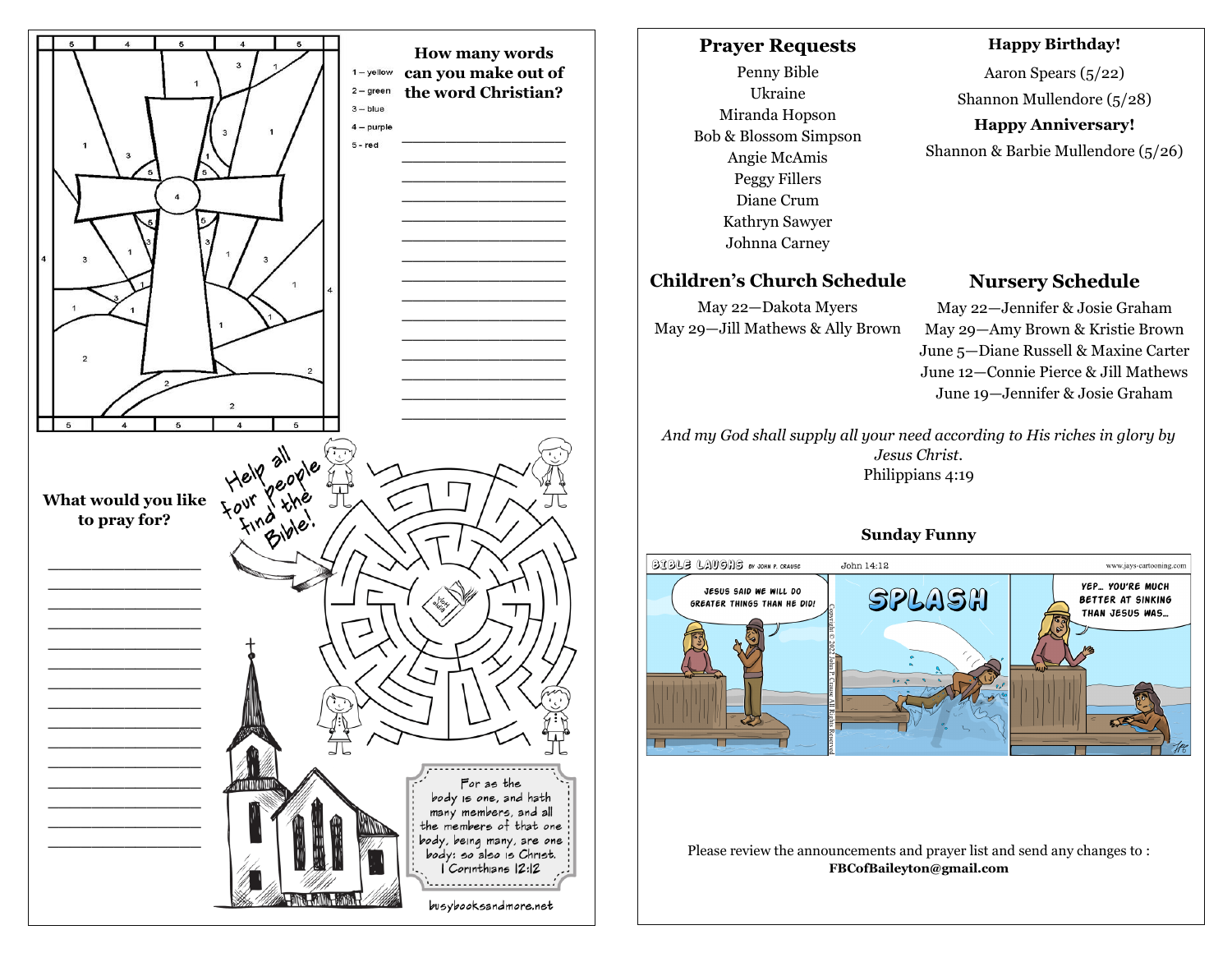1 – yellow
2 – green
3 – blue
4 – purple
5 - red

**How many words can you make out of the word Christian?**

____________________
____________________
____________________
____________________
____________________
____________________
____________________
____________________
____________________
____________________
____________________
____________________
____________________
____________________

Help all four people find the Bible!

**What would you like to pray for?**

____________________
____________________
____________________
____________________
____________________
____________________
____________________
____________________
____________________
____________________
____________________
____________________
____________________
____________________

For as the body is one, and hath many members, and all the members of that one body, being many, are one body: so also is Christ.
1 Corinthians 12:12

busybooksandmore.net

## Prayer Requests

Penny Bible
Ukraine
Miranda Hopson
Bob & Blossom Simpson
Angie McAmis
Peggy Fillers
Diane Crum
Kathryn Sawyer
Johnna Carney

### Happy Birthday!

Aaron Spears (5/22)
Shannon Mullendore (5/28)

### Happy Anniversary!

Shannon & Barbie Mullendore (5/26)

## Children's Church Schedule

May 22—Dakota Myers
May 29—Jill Mathews & Ally Brown

## Nursery Schedule

May 22—Jennifer & Josie Graham
May 29—Amy Brown & Kristie Brown
June 5—Diane Russell & Maxine Carter
June 12—Connie Pierce & Jill Mathews
June 19—Jennifer & Josie Graham

*And my God shall supply all your need according to His riches in glory by Jesus Christ.*
Philippians 4:19

**Sunday Funny**

BIBLE LAUGHS BY JOHN P. CRAUSE — John 14:12 — www.jays-cartooning.com

JESUS SAID WE WILL DO GREATER THINGS THAN HE DID!

SPLASH

YEP... YOU'RE MUCH BETTER AT SINKING THAN JESUS WAS...

Please review the announcements and prayer list and send any changes to :
**FBCofBaileyton@gmail.com**